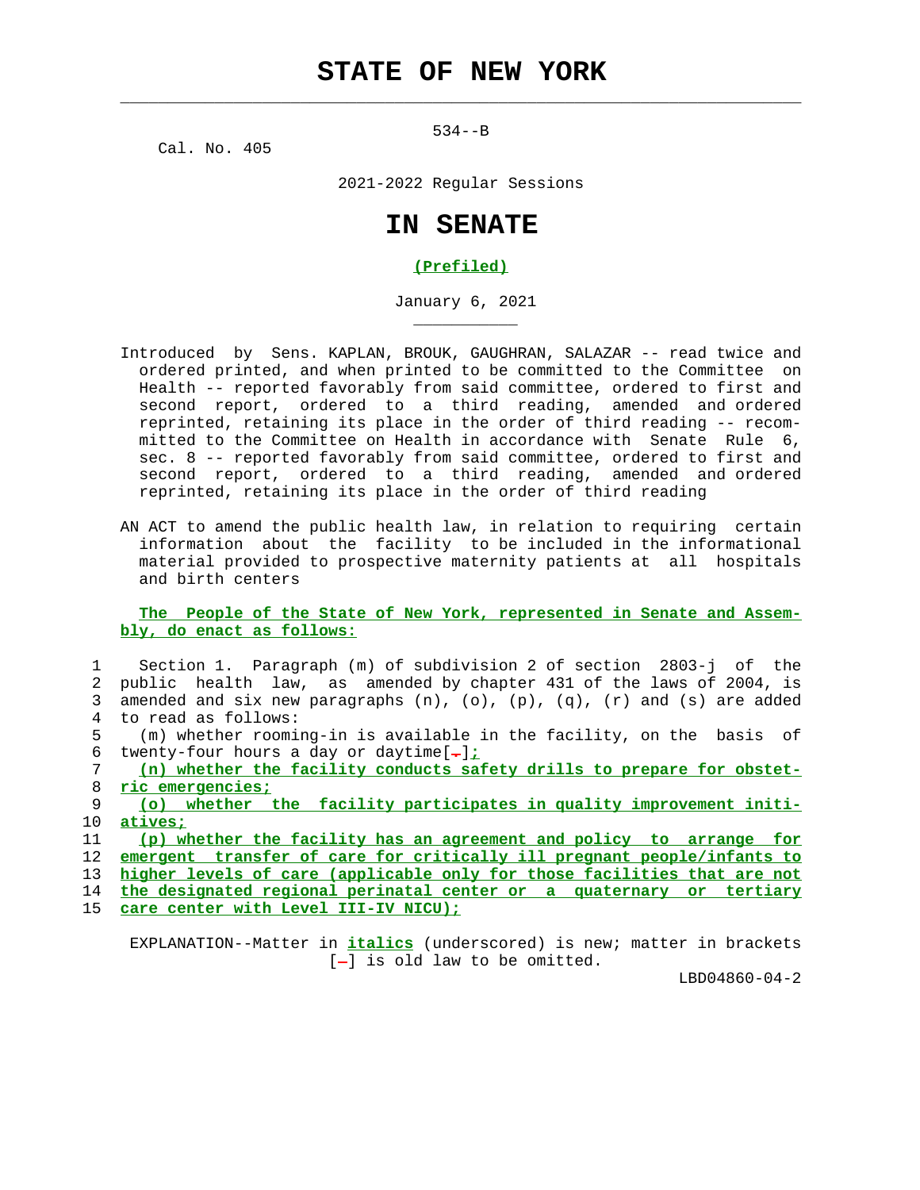# STATE OF NEW YORK

534--B

Cal. No. 405

2021-2022 Regular Sessions

# IN SENATE

**(Prefiled)**

January 6, 2021

Introduced by Sens. KAPLAN, BROUK, GAUGHRAN, SALAZAR -- read twice and ordered printed, and when printed to be committed to the Committee on Health -- reported favorably from said committee, ordered to first and second report, ordered to a third reading, amended and ordered reprinted, retaining its place in the order of third reading -- recommitted to the Committee on Health in accordance with Senate Rule 6, sec. 8 -- reported favorably from said committee, ordered to first and second report, ordered to a third reading, amended and ordered reprinted, retaining its place in the order of third reading

AN ACT to amend the public health law, in relation to requiring certain information about the facility to be included in the informational material provided to prospective maternity patients at all hospitals and birth centers

**The People of the State of New York, represented in Senate and Assembly, do enact as follows:**

1 Section 1. Paragraph (m) of subdivision 2 of section 2803-j of the
2 public health law, as amended by chapter 431 of the laws of 2004, is
3 amended and six new paragraphs (n), (o), (p), (q), (r) and (s) are added
4 to read as follows:
5 (m) whether rooming-in is available in the facility, on the basis of
6 twenty-four hours a day or daytime[.]*;*
7 *(n) whether the facility conducts safety drills to prepare for obstet-*
8 *ric emergencies;*
9 *(o) whether the facility participates in quality improvement initi-*
10 *atives;*
11 *(p) whether the facility has an agreement and policy to arrange for*
12 *emergent transfer of care for critically ill pregnant people/infants to*
13 *higher levels of care (applicable only for those facilities that are not*
14 *the designated regional perinatal center or a quaternary or tertiary*
15 *care center with Level III-IV NICU);*

EXPLANATION--Matter in ***italics*** (underscored) is new; matter in brackets [-] is old law to be omitted.

LBD04860-04-2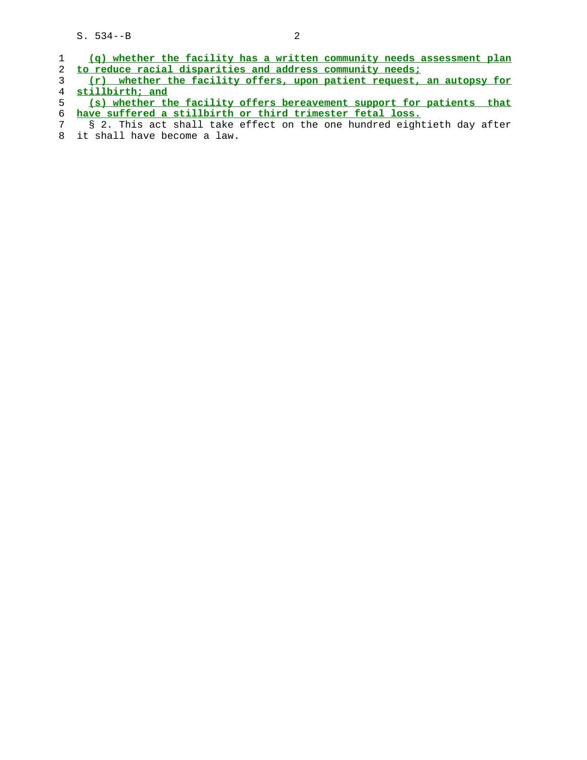(q) whether the facility has a written community needs assessment plan to reduce racial disparities and address community needs;

(r) whether the facility offers, upon patient request, an autopsy for stillbirth; and

(s) whether the facility offers bereavement support for patients that have suffered a stillbirth or third trimester fetal loss.

§ 2. This act shall take effect on the one hundred eightieth day after it shall have become a law.